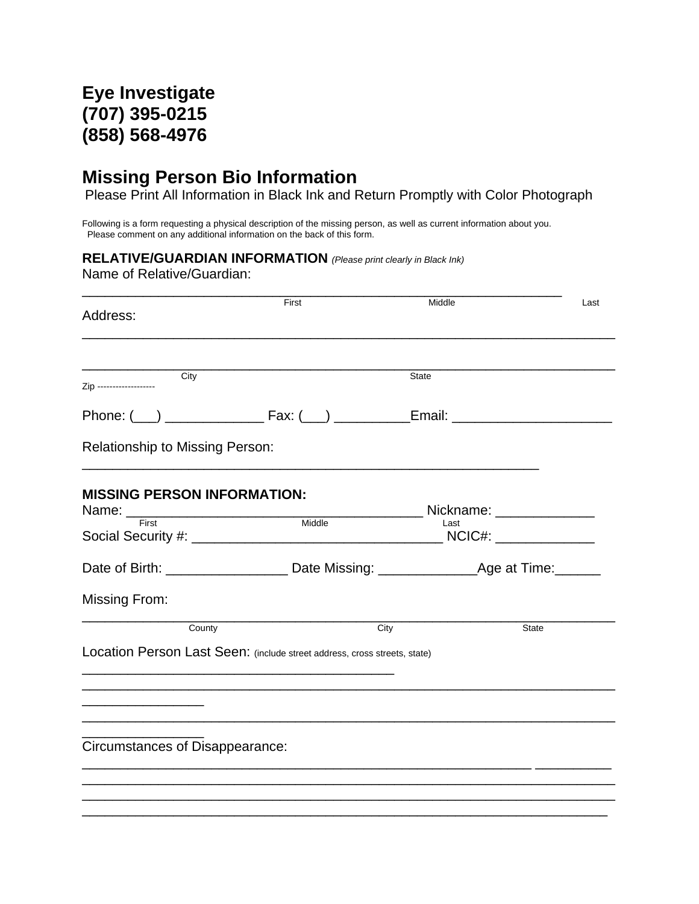**Eye Investigate**
**(707) 395-0215**
**(858) 568-4976**

## Missing Person Bio Information

Please Print All Information in Black Ink and Return Promptly with Color Photograph

Following is a form requesting a physical description of the missing person, as well as current information about you.
Please comment on any additional information on the back of this form.

**RELATIVE/GUARDIAN INFORMATION** *(Please print clearly in Black Ink)*

Name of Relative/Guardian:

_______________________________________________________________

First Middle Last

Address:

_______________________________________________________________

_______________________________________________________________

City State

Zip -------------------

Phone: (___) _____________ Fax: (___) __________Email: _____________________

Relationship to Missing Person:

_______________________________________________________________

**MISSING PERSON INFORMATION:**

Name: ______________________________________ Nickname: _____________

First Middle Last

Social Security #: _________________________________ NCIC#: _____________

Date of Birth: ________________ Date Missing: _____________Age at Time:______

Missing From:

_______________________________________________________________

County City State

Location Person Last Seen: (include street address, cross streets, state)

_______________________________________________________________

_______________________________________________________________

_______________________________________________________________

Circumstances of Disappearance:

_______________________________________________________________

_______________________________________________________________

_______________________________________________________________

_______________________________________________________________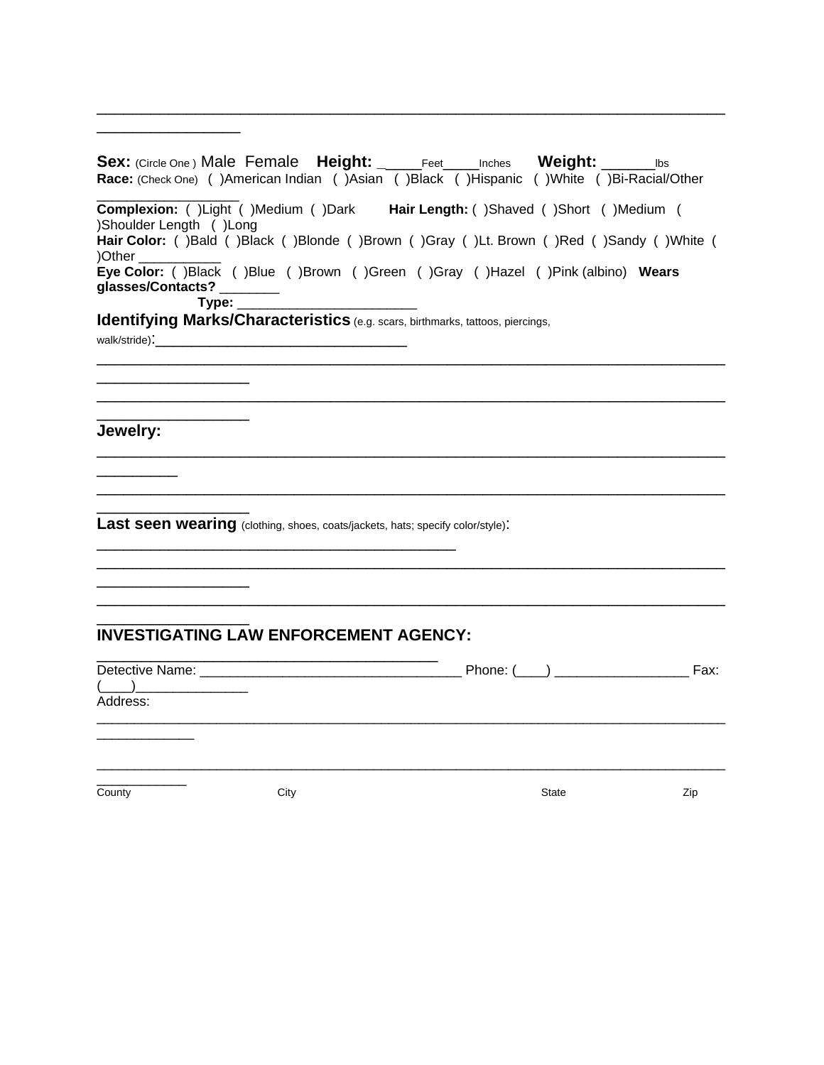______________________________________________________________________________________

**Sex:** (Circle One ) Male Female **Height:** ______Feet_____Inches **Weight:** _______lbs
**Race:** (Check One) ( )American Indian ( )Asian ( )Black ( )Hispanic ( )White ( )Bi-Racial/Other ___________________

**Complexion:** ( )Light ( )Medium ( )Dark **Hair Length:** ( )Shaved ( )Short ( )Medium ( )Shoulder Length ( )Long
**Hair Color:** ( )Bald ( )Black ( )Blonde ( )Brown ( )Gray ( )Lt. Brown ( )Red ( )Sandy ( )White ( )Other ___________
**Eye Color:** ( )Black ( )Blue ( )Brown ( )Green ( )Gray ( )Hazel ( )Pink (albino) **Wears glasses/Contacts?** ________
**Type:** _______________________

**Identifying Marks/Characteristics** (e.g. scars, birthmarks, tattoos, piercings, walk/stride):_________________________________

______________________________________________________________________________________

______________________________________________________________________________________

**Jewelry:**

______________________________________________________________________________________

______________________________________________________________________________________

**Last seen wearing** (clothing, shoes, coats/jackets, hats; specify color/style): _____________________________________________

______________________________________________________________________________________

______________________________________________________________________________________

**INVESTIGATING LAW ENFORCEMENT AGENCY:** ___________________________________________

Detective Name: __________________________________ Phone: (____) _________________ Fax: (____)______________

Address: ______________________________________________________________________________________

______________________________________________________________________________________

County City State Zip